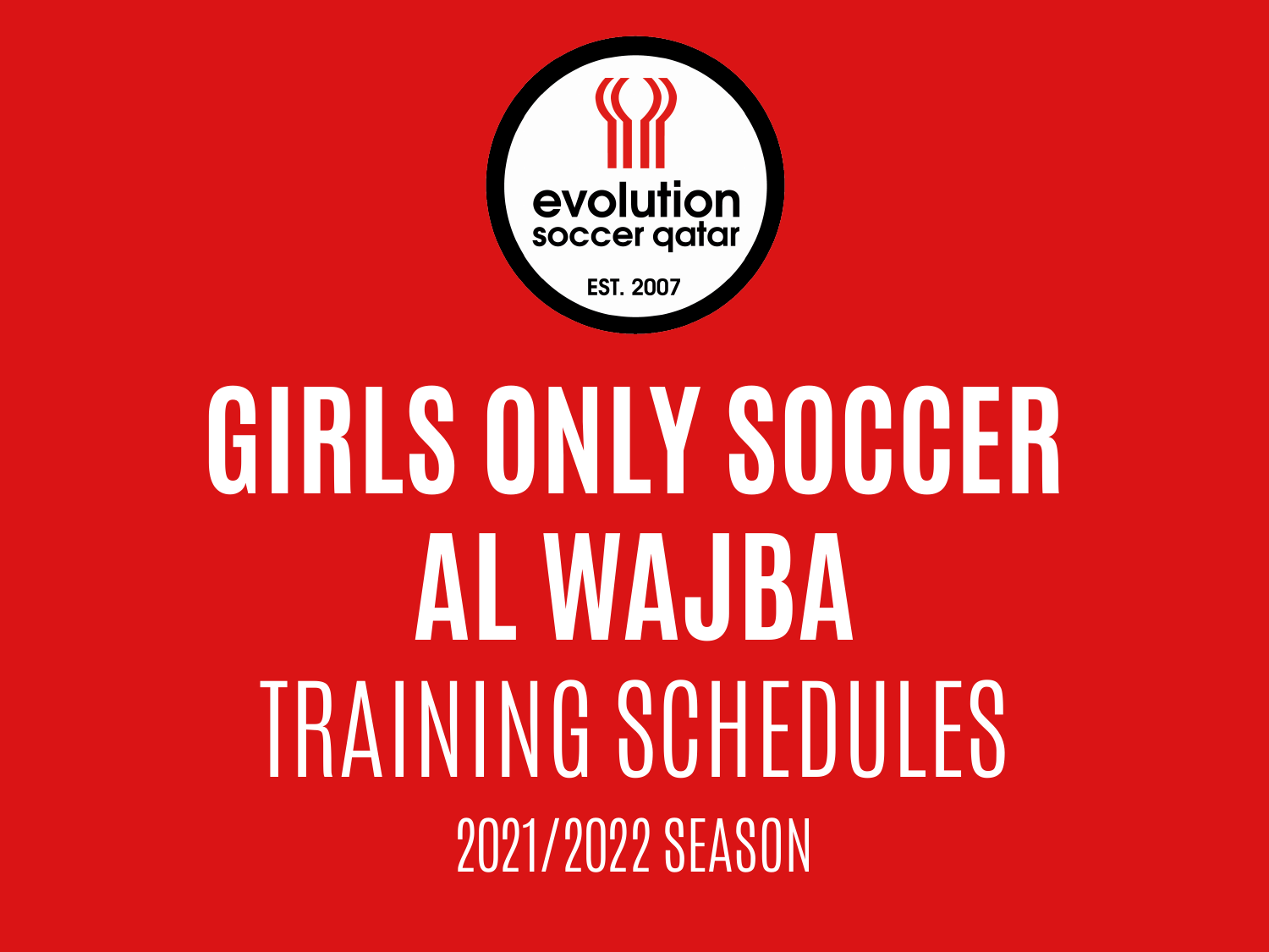evolution
soccer qatar
EST. 2007

# GIRLS ONLY SOCCER
# AL WAJBA
## TRAINING SCHEDULES
### 2021/2022 SEASON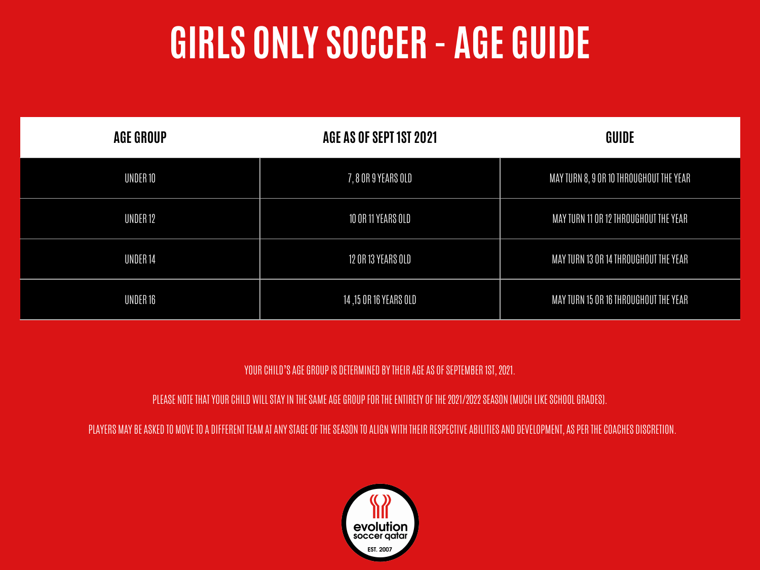# GIRLS ONLY SOCCER - AGE GUIDE

| AGE GROUP | AGE AS OF SEPT 1ST 2021 | GUIDE |
| --- | --- | --- |
| UNDER 10 | 7, 8 OR 9 YEARS OLD | MAY TURN 8, 9 OR 10 THROUGHOUT THE YEAR |
| UNDER 12 | 10 OR 11 YEARS OLD | MAY TURN 11 OR 12 THROUGHOUT THE YEAR |
| UNDER 14 | 12 OR 13 YEARS OLD | MAY TURN 13 OR 14 THROUGHOUT THE YEAR |
| UNDER 16 | 14 ,15 OR 16 YEARS OLD | MAY TURN 15 OR 16 THROUGHOUT THE YEAR |

YOUR CHILD'S AGE GROUP IS DETERMINED BY THEIR AGE AS OF SEPTEMBER 1ST, 2021.

PLEASE NOTE THAT YOUR CHILD WILL STAY IN THE SAME AGE GROUP FOR THE ENTIRETY OF THE 2021/2022 SEASON (MUCH LIKE SCHOOL GRADES).

PLAYERS MAY BE ASKED TO MOVE TO A DIFFERENT TEAM AT ANY STAGE OF THE SEASON TO ALIGN WITH THEIR RESPECTIVE ABILITIES AND DEVELOPMENT, AS PER THE COACHES DISCRETION.

evolution soccer qatar

EST. 2007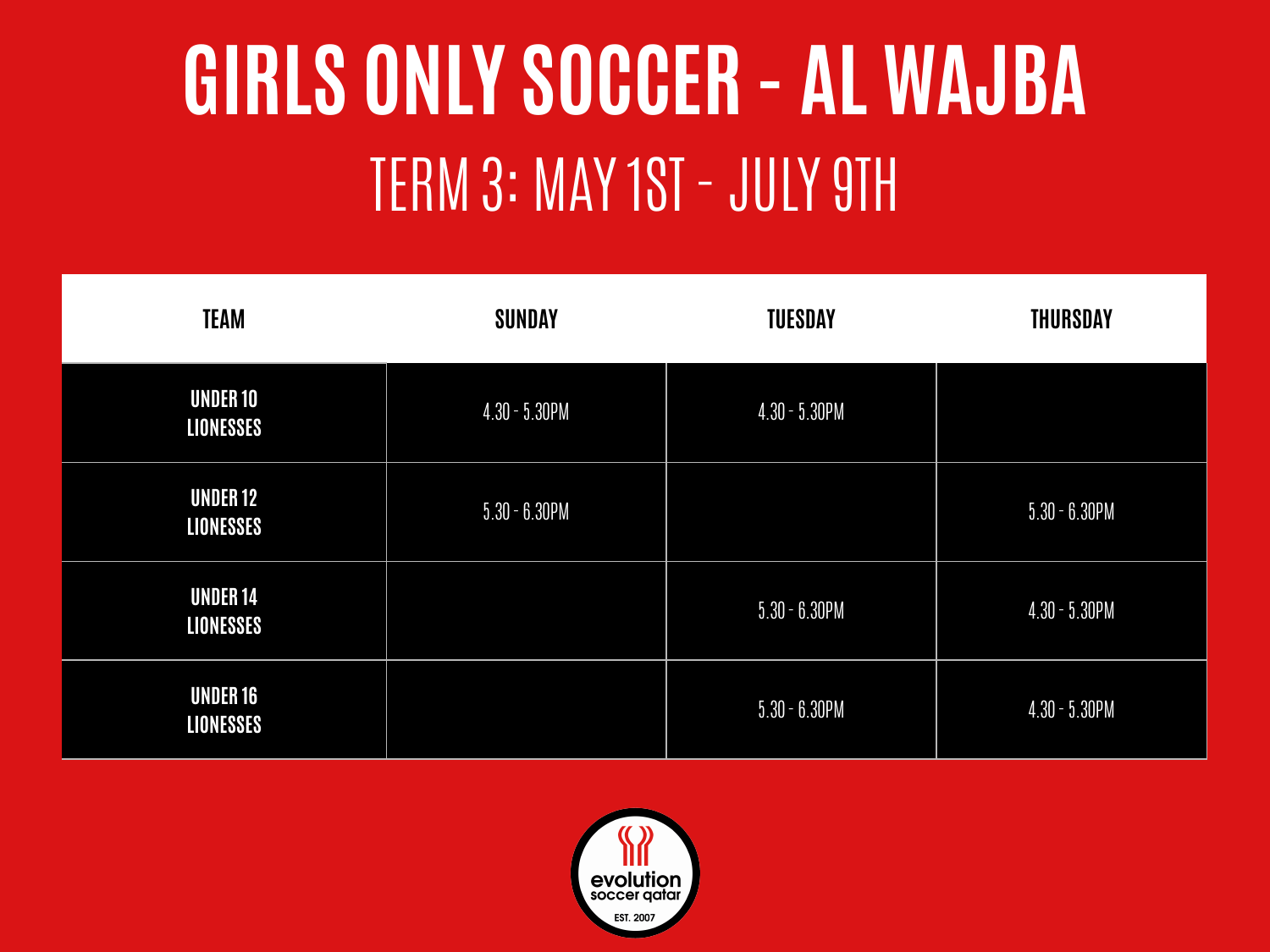# GIRLS ONLY SOCCER - AL WAJBA

## TERM 3: MAY 1ST - JULY 9TH

| TEAM | SUNDAY | TUESDAY | THURSDAY |
|---|---|---|---|
| UNDER 10 LIONESSES | 4.30 - 5.30PM | 4.30 - 5.30PM | |
| UNDER 12 LIONESSES | 5.30 - 6.30PM | | 5.30 - 6.30PM |
| UNDER 14 LIONESSES | | 5.30 - 6.30PM | 4.30 - 5.30PM |
| UNDER 16 LIONESSES | | 5.30 - 6.30PM | 4.30 - 5.30PM |

evolution soccer qatar
EST. 2007